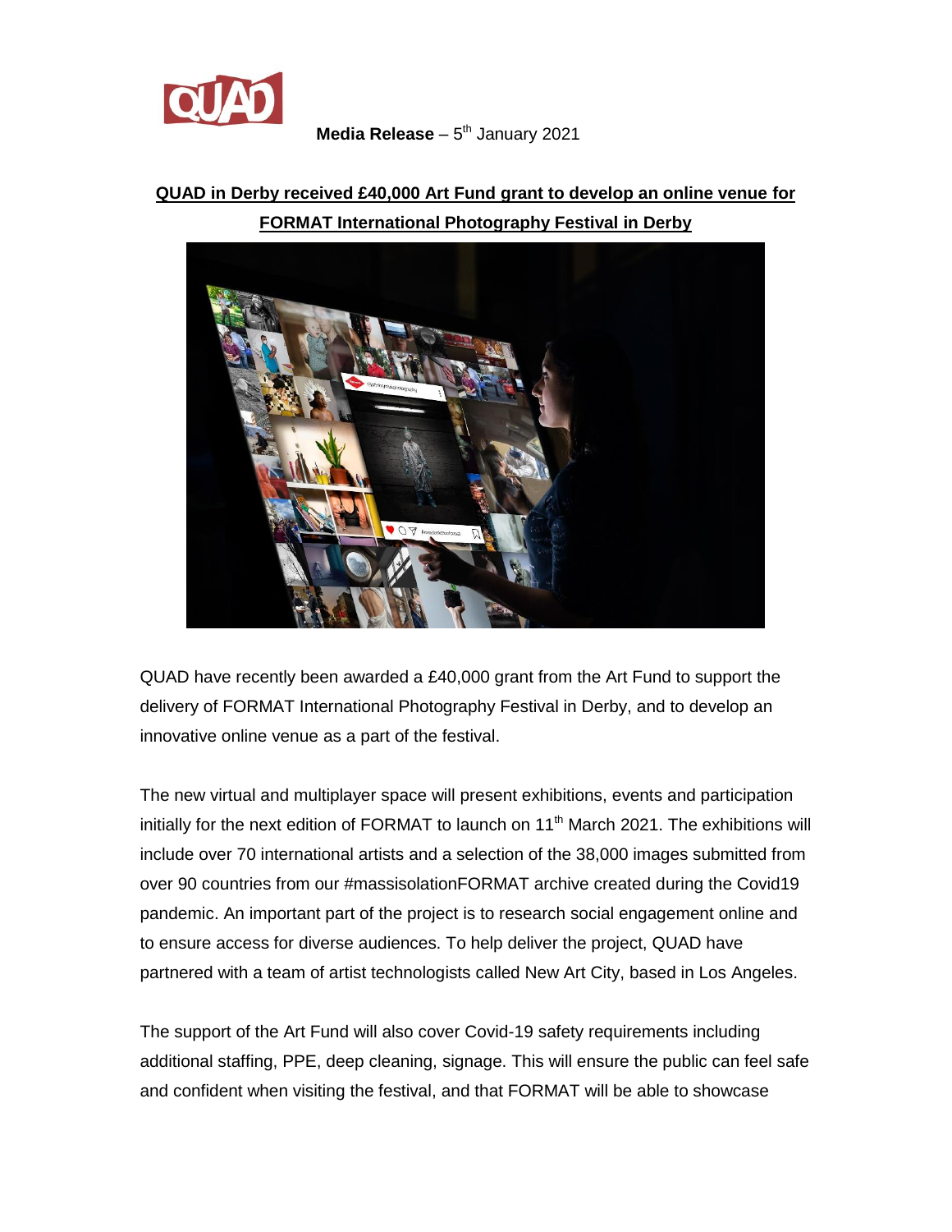**Media Release** – 5th January 2021

# QUAD in Derby received £40,000 Art Fund grant to develop an online venue for FORMAT International Photography Festival in Derby

QUAD have recently been awarded a £40,000 grant from the Art Fund to support the delivery of FORMAT International Photography Festival in Derby, and to develop an innovative online venue as a part of the festival.

The new virtual and multiplayer space will present exhibitions, events and participation initially for the next edition of FORMAT to launch on 11th March 2021. The exhibitions will include over 70 international artists and a selection of the 38,000 images submitted from over 90 countries from our #massisolationFORMAT archive created during the Covid19 pandemic. An important part of the project is to research social engagement online and to ensure access for diverse audiences. To help deliver the project, QUAD have partnered with a team of artist technologists called New Art City, based in Los Angeles.

The support of the Art Fund will also cover Covid-19 safety requirements including additional staffing, PPE, deep cleaning, signage. This will ensure the public can feel safe and confident when visiting the festival, and that FORMAT will be able to showcase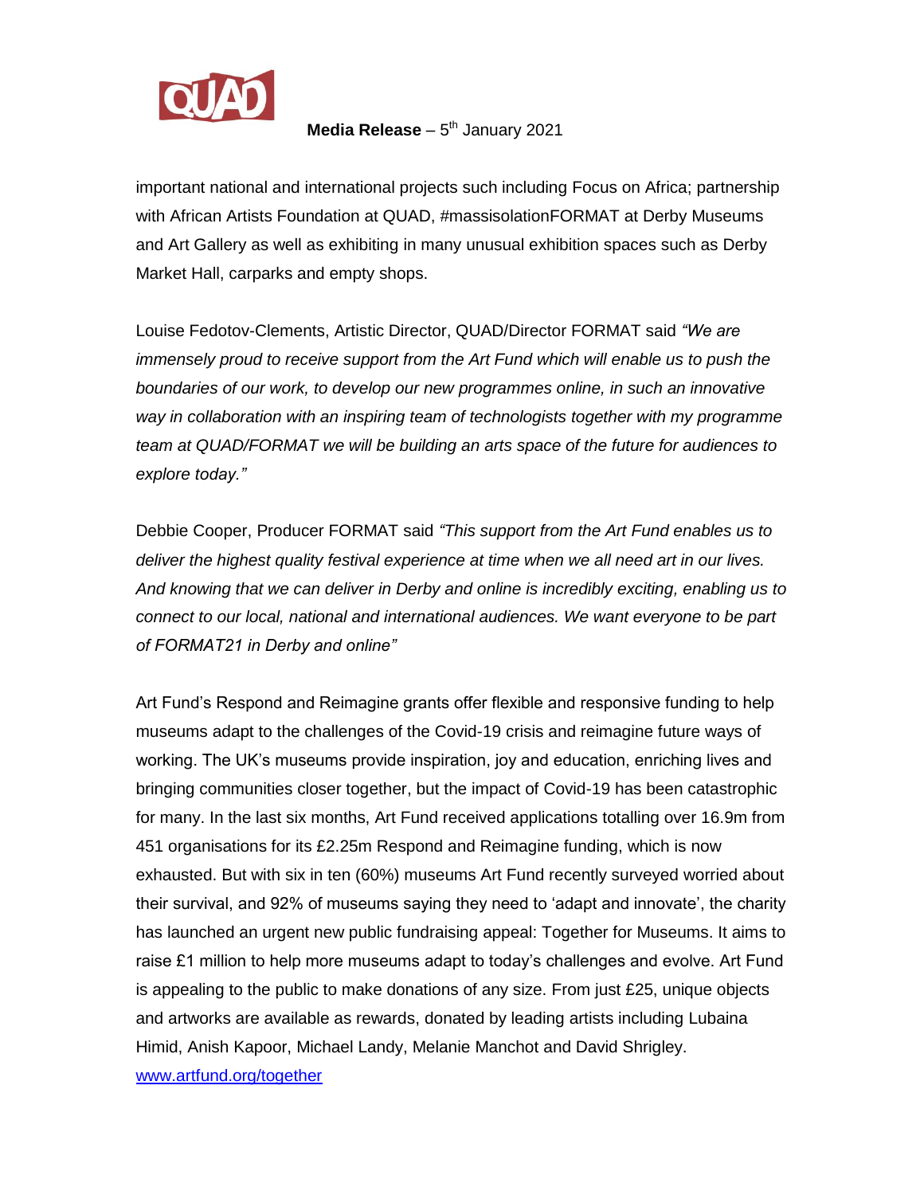important national and international projects such including Focus on Africa; partnership with African Artists Foundation at QUAD, #massisolationFORMAT at Derby Museums and Art Gallery as well as exhibiting in many unusual exhibition spaces such as Derby Market Hall, carparks and empty shops.

Louise Fedotov-Clements, Artistic Director, QUAD/Director FORMAT said *"We are immensely proud to receive support from the Art Fund which will enable us to push the boundaries of our work, to develop our new programmes online, in such an innovative way in collaboration with an inspiring team of technologists together with my programme team at QUAD/FORMAT we will be building an arts space of the future for audiences to explore today."*

Debbie Cooper, Producer FORMAT said *"This support from the Art Fund enables us to deliver the highest quality festival experience at time when we all need art in our lives. And knowing that we can deliver in Derby and online is incredibly exciting, enabling us to connect to our local, national and international audiences. We want everyone to be part of FORMAT21 in Derby and online"*

Art Fund's Respond and Reimagine grants offer flexible and responsive funding to help museums adapt to the challenges of the Covid-19 crisis and reimagine future ways of working. The UK's museums provide inspiration, joy and education, enriching lives and bringing communities closer together, but the impact of Covid-19 has been catastrophic for many. In the last six months, Art Fund received applications totalling over 16.9m from 451 organisations for its £2.25m Respond and Reimagine funding, which is now exhausted. But with six in ten (60%) museums Art Fund recently surveyed worried about their survival, and 92% of museums saying they need to 'adapt and innovate', the charity has launched an urgent new public fundraising appeal: Together for Museums. It aims to raise £1 million to help more museums adapt to today's challenges and evolve. Art Fund is appealing to the public to make donations of any size. From just £25, unique objects and artworks are available as rewards, donated by leading artists including Lubaina Himid, Anish Kapoor, Michael Landy, Melanie Manchot and David Shrigley.
[www.artfund.org/together](www.artfund.org/together)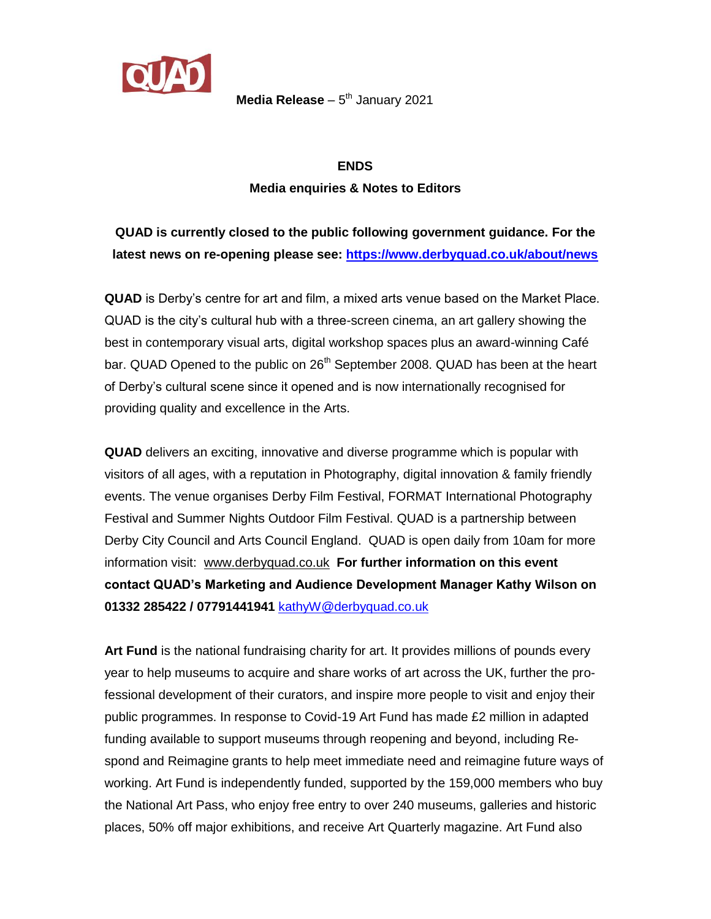**Media Release** – 5th January 2021

**ENDS**

**Media enquiries & Notes to Editors**

**QUAD is currently closed to the public following government guidance. For the latest news on re-opening please see: [https://www.derbyquad.co.uk/about/news](https://www.derbyquad.co.uk/about/news)**

**QUAD** is Derby's centre for art and film, a mixed arts venue based on the Market Place. QUAD is the city's cultural hub with a three-screen cinema, an art gallery showing the best in contemporary visual arts, digital workshop spaces plus an award-winning Café bar. QUAD Opened to the public on 26th September 2008. QUAD has been at the heart of Derby's cultural scene since it opened and is now internationally recognised for providing quality and excellence in the Arts.

**QUAD** delivers an exciting, innovative and diverse programme which is popular with visitors of all ages, with a reputation in Photography, digital innovation & family friendly events. The venue organises Derby Film Festival, FORMAT International Photography Festival and Summer Nights Outdoor Film Festival. QUAD is a partnership between Derby City Council and Arts Council England. QUAD is open daily from 10am for more information visit: www.derbyquad.co.uk **For further information on this event contact QUAD's Marketing and Audience Development Manager Kathy Wilson on 01332 285422 / 07791441941** kathyW@derbyquad.co.uk

**Art Fund** is the national fundraising charity for art. It provides millions of pounds every year to help museums to acquire and share works of art across the UK, further the professional development of their curators, and inspire more people to visit and enjoy their public programmes. In response to Covid-19 Art Fund has made £2 million in adapted funding available to support museums through reopening and beyond, including Respond and Reimagine grants to help meet immediate need and reimagine future ways of working. Art Fund is independently funded, supported by the 159,000 members who buy the National Art Pass, who enjoy free entry to over 240 museums, galleries and historic places, 50% off major exhibitions, and receive Art Quarterly magazine. Art Fund also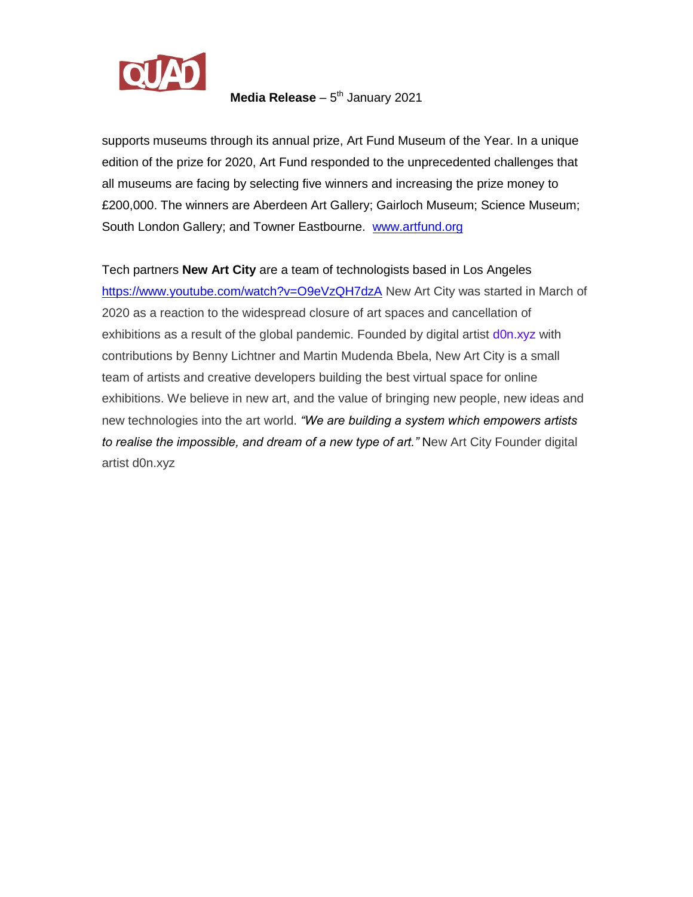supports museums through its annual prize, Art Fund Museum of the Year. In a unique edition of the prize for 2020, Art Fund responded to the unprecedented challenges that all museums are facing by selecting five winners and increasing the prize money to £200,000. The winners are Aberdeen Art Gallery; Gairloch Museum; Science Museum; South London Gallery; and Towner Eastbourne. www.artfund.org

Tech partners **New Art City** are a team of technologists based in Los Angeles https://www.youtube.com/watch?v=O9eVzQH7dzA New Art City was started in March of 2020 as a reaction to the widespread closure of art spaces and cancellation of exhibitions as a result of the global pandemic. Founded by digital artist d0n.xyz with contributions by Benny Lichtner and Martin Mudenda Bbela, New Art City is a small team of artists and creative developers building the best virtual space for online exhibitions. We believe in new art, and the value of bringing new people, new ideas and new technologies into the art world. *"We are building a system which empowers artists to realise the impossible, and dream of a new type of art."* New Art City Founder digital artist d0n.xyz